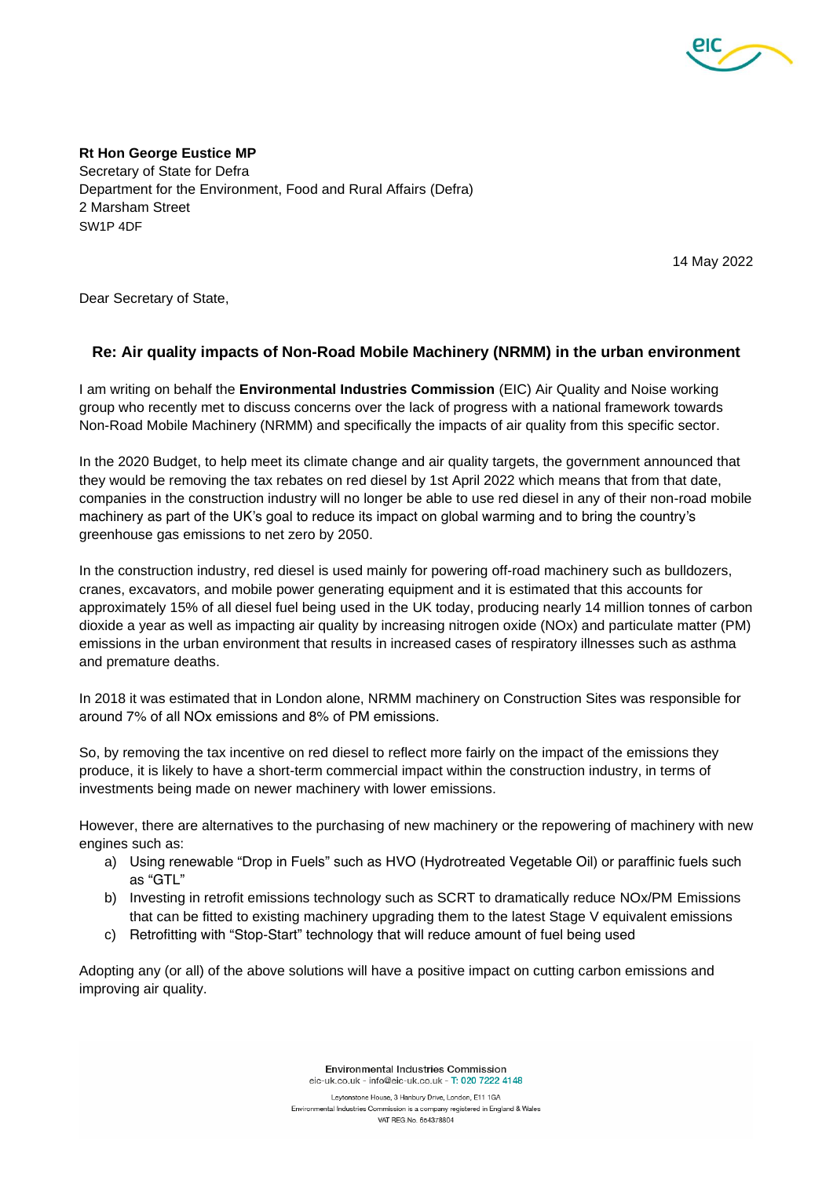**Rt Hon George Eustice MP**
Secretary of State for Defra
Department for the Environment, Food and Rural Affairs (Defra)
2 Marsham Street
SW1P 4DF

14 May 2022

Dear Secretary of State,

## Re: Air quality impacts of Non-Road Mobile Machinery (NRMM) in the urban environment

I am writing on behalf the **Environmental Industries Commission** (EIC) Air Quality and Noise working group who recently met to discuss concerns over the lack of progress with a national framework towards Non-Road Mobile Machinery (NRMM) and specifically the impacts of air quality from this specific sector.

In the 2020 Budget, to help meet its climate change and air quality targets, the government announced that they would be removing the tax rebates on red diesel by 1st April 2022 which means that from that date, companies in the construction industry will no longer be able to use red diesel in any of their non-road mobile machinery as part of the UK's goal to reduce its impact on global warming and to bring the country's greenhouse gas emissions to net zero by 2050.

In the construction industry, red diesel is used mainly for powering off-road machinery such as bulldozers, cranes, excavators, and mobile power generating equipment and it is estimated that this accounts for approximately 15% of all diesel fuel being used in the UK today, producing nearly 14 million tonnes of carbon dioxide a year as well as impacting air quality by increasing nitrogen oxide (NOx) and particulate matter (PM) emissions in the urban environment that results in increased cases of respiratory illnesses such as asthma and premature deaths.

In 2018 it was estimated that in London alone, NRMM machinery on Construction Sites was responsible for around 7% of all NOx emissions and 8% of PM emissions.

So, by removing the tax incentive on red diesel to reflect more fairly on the impact of the emissions they produce, it is likely to have a short-term commercial impact within the construction industry, in terms of investments being made on newer machinery with lower emissions.

However, there are alternatives to the purchasing of new machinery or the repowering of machinery with new engines such as:

a) Using renewable "Drop in Fuels" such as HVO (Hydrotreated Vegetable Oil) or paraffinic fuels such as "GTL"
b) Investing in retrofit emissions technology such as SCRT to dramatically reduce NOx/PM Emissions that can be fitted to existing machinery upgrading them to the latest Stage V equivalent emissions
c) Retrofitting with "Stop-Start" technology that will reduce amount of fuel being used

Adopting any (or all) of the above solutions will have a positive impact on cutting carbon emissions and improving air quality.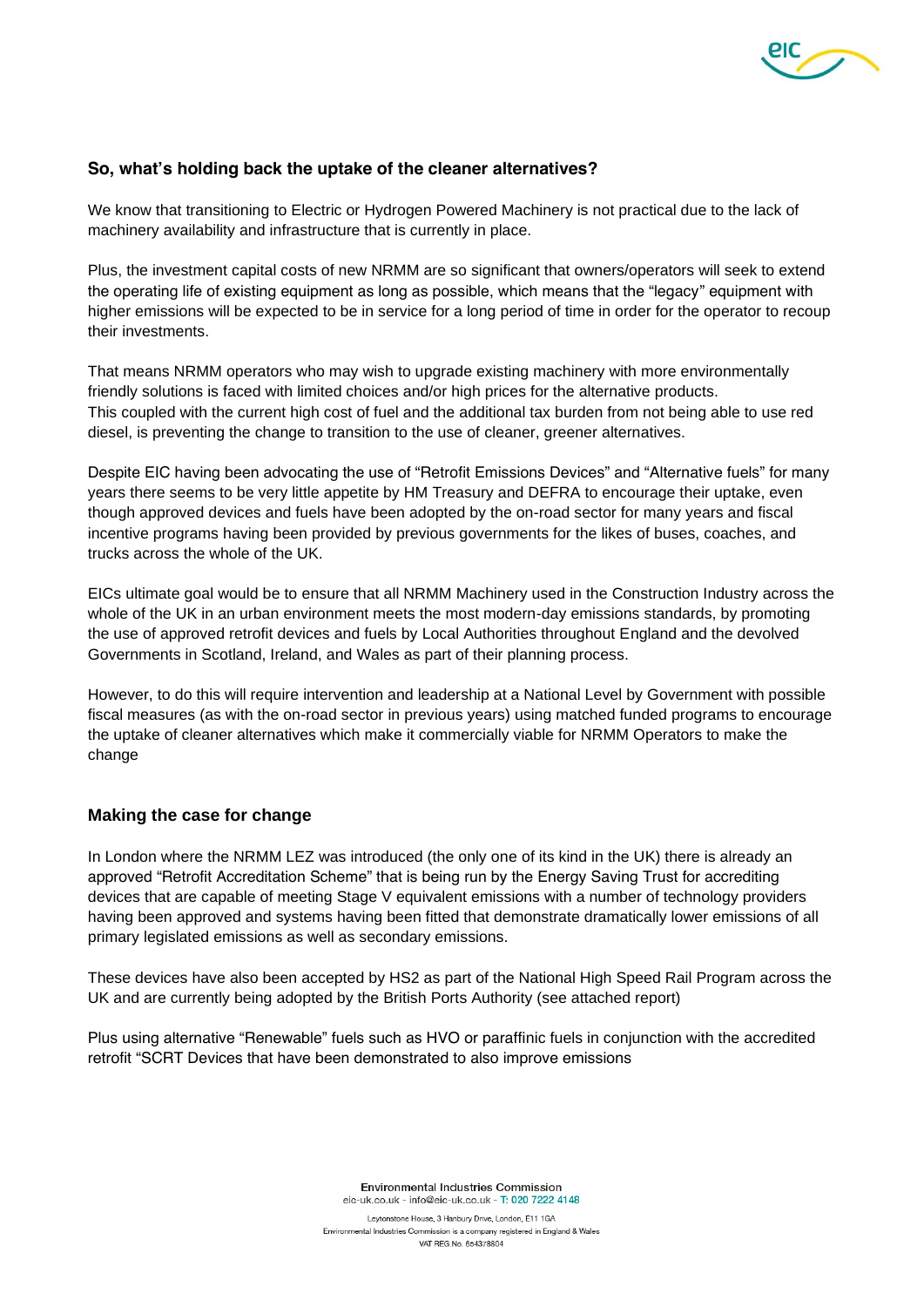## So, what's holding back the uptake of the cleaner alternatives?

We know that transitioning to Electric or Hydrogen Powered Machinery is not practical due to the lack of machinery availability and infrastructure that is currently in place.

Plus, the investment capital costs of new NRMM are so significant that owners/operators will seek to extend the operating life of existing equipment as long as possible, which means that the "legacy" equipment with higher emissions will be expected to be in service for a long period of time in order for the operator to recoup their investments.

That means NRMM operators who may wish to upgrade existing machinery with more environmentally friendly solutions is faced with limited choices and/or high prices for the alternative products.
This coupled with the current high cost of fuel and the additional tax burden from not being able to use red diesel, is preventing the change to transition to the use of cleaner, greener alternatives.

Despite EIC having been advocating the use of "Retrofit Emissions Devices" and "Alternative fuels" for many years there seems to be very little appetite by HM Treasury and DEFRA to encourage their uptake, even though approved devices and fuels have been adopted by the on-road sector for many years and fiscal incentive programs having been provided by previous governments for the likes of buses, coaches, and trucks across the whole of the UK.

EICs ultimate goal would be to ensure that all NRMM Machinery used in the Construction Industry across the whole of the UK in an urban environment meets the most modern-day emissions standards, by promoting the use of approved retrofit devices and fuels by Local Authorities throughout England and the devolved Governments in Scotland, Ireland, and Wales as part of their planning process.

However, to do this will require intervention and leadership at a National Level by Government with possible fiscal measures (as with the on-road sector in previous years) using matched funded programs to encourage the uptake of cleaner alternatives which make it commercially viable for NRMM Operators to make the change

## Making the case for change

In London where the NRMM LEZ was introduced (the only one of its kind in the UK) there is already an approved "Retrofit Accreditation Scheme" that is being run by the Energy Saving Trust for accrediting devices that are capable of meeting Stage V equivalent emissions with a number of technology providers having been approved and systems having been fitted that demonstrate dramatically lower emissions of all primary legislated emissions as well as secondary emissions.

These devices have also been accepted by HS2 as part of the National High Speed Rail Program across the UK and are currently being adopted by the British Ports Authority (see attached report)

Plus using alternative "Renewable" fuels such as HVO or paraffinic fuels in conjunction with the accredited retrofit "SCRT Devices that have been demonstrated to also improve emissions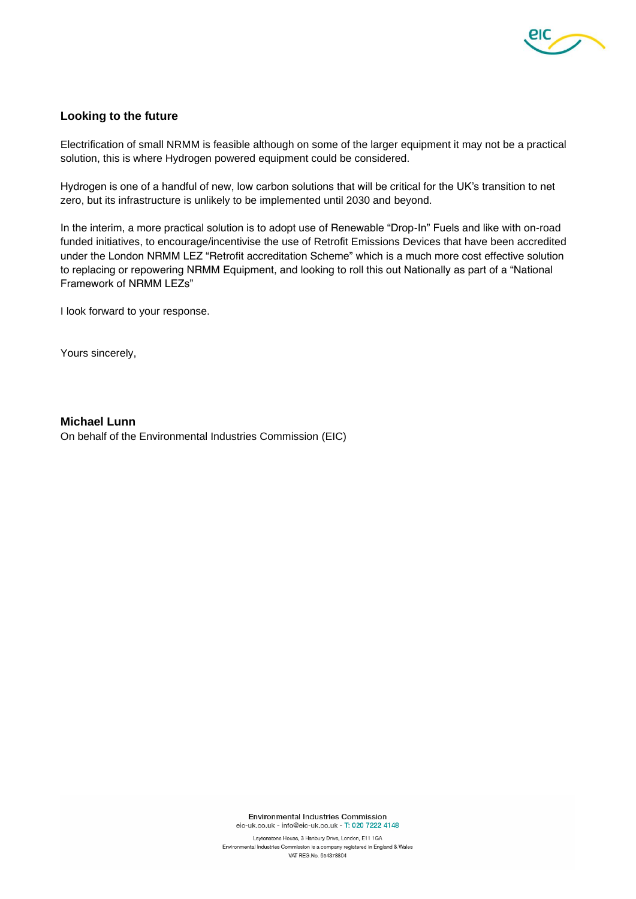### Looking to the future

Electrification of small NRMM is feasible although on some of the larger equipment it may not be a practical solution, this is where Hydrogen powered equipment could be considered.

Hydrogen is one of a handful of new, low carbon solutions that will be critical for the UK's transition to net zero, but its infrastructure is unlikely to be implemented until 2030 and beyond.

In the interim, a more practical solution is to adopt use of Renewable "Drop-In" Fuels and like with on-road funded initiatives, to encourage/incentivise the use of Retrofit Emissions Devices that have been accredited under the London NRMM LEZ "Retrofit accreditation Scheme" which is a much more cost effective solution to replacing or repowering NRMM Equipment, and looking to roll this out Nationally as part of a "National Framework of NRMM LEZs"

I look forward to your response.

Yours sincerely,

**Michael Lunn**
On behalf of the Environmental Industries Commission (EIC)